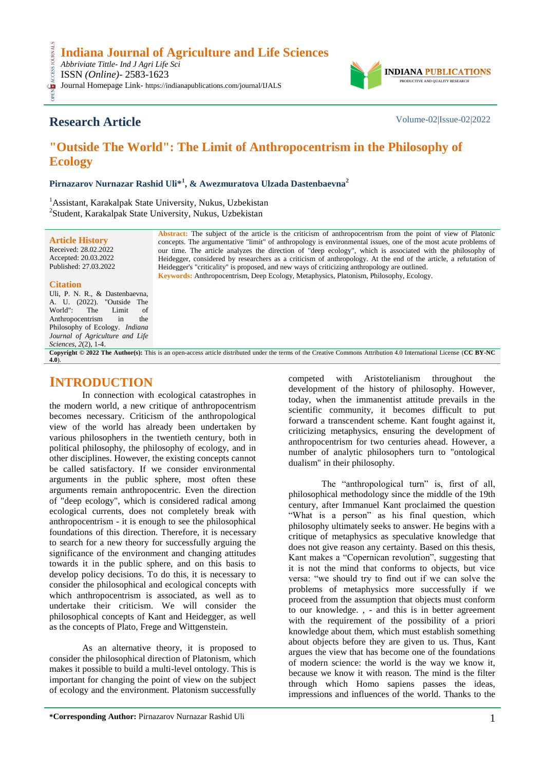Indiana Journal of Agriculture and Life Sciences

*Abbriviate Tittle- Ind J Agri Life Sci*

ISSN *(Online)*- 2583-1623

Journal Homepage Link- https://indianapublications.com/journal/IJALS

**Research Article**

Volume-02|Issue-02|2022

# "Outside The World": The Limit of Anthropocentrism in the Philosophy of Ecology

**Pirnazarov Nurnazar Rashid Uli*[1], & Awezmuratova Ulzada Dastenbaevna[2]**

[1]Assistant, Karakalpak State University, Nukus, Uzbekistan

[2]Student, Karakalpak State University, Nukus, Uzbekistan

**Article History**

Received: 28.02.2022

Accepted: 20.03.2022

Published: 27.03.2022

**Citation**

Uli, P. N. R., & Dastenbaevna, A. U. (2022). "Outside The World": The Limit of Anthropocentrism in the Philosophy of Ecology. *Indiana Journal of Agriculture and Life Sciences, 2*(2), 1-4.

**Abstract:** The subject of the article is the criticism of anthropocentrism from the point of view of Platonic concepts. The argumentative "limit" of anthropology is environmental issues, one of the most acute problems of our time. The article analyzes the direction of "deep ecology", which is associated with the philosophy of Heidegger, considered by researchers as a criticism of anthropology. At the end of the article, a refutation of Heidegger's "criticality" is proposed, and new ways of criticizing anthropology are outlined.

**Keywords:** Anthropocentrism, Deep Ecology, Metaphysics, Platonism, Philosophy, Ecology.

**Copyright © 2022 The Author(s):** This is an open-access article distributed under the terms of the Creative Commons Attribution 4.0 International License (**CC BY-NC 4.0**).

## INTRODUCTION

In connection with ecological catastrophes in the modern world, a new critique of anthropocentrism becomes necessary. Criticism of the anthropological view of the world has already been undertaken by various philosophers in the twentieth century, both in political philosophy, the philosophy of ecology, and in other disciplines. However, the existing concepts cannot be called satisfactory. If we consider environmental arguments in the public sphere, most often these arguments remain anthropocentric. Even the direction of "deep ecology", which is considered radical among ecological currents, does not completely break with anthropocentrism - it is enough to see the philosophical foundations of this direction. Therefore, it is necessary to search for a new theory for successfully arguing the significance of the environment and changing attitudes towards it in the public sphere, and on this basis to develop policy decisions. To do this, it is necessary to consider the philosophical and ecological concepts with which anthropocentrism is associated, as well as to undertake their criticism. We will consider the philosophical concepts of Kant and Heidegger, as well as the concepts of Plato, Frege and Wittgenstein.

As an alternative theory, it is proposed to consider the philosophical direction of Platonism, which makes it possible to build a multi-level ontology. This is important for changing the point of view on the subject of ecology and the environment. Platonism successfully competed with Aristotelianism throughout the development of the history of philosophy. However, today, when the immanentist attitude prevails in the scientific community, it becomes difficult to put forward a transcendent scheme. Kant fought against it, criticizing metaphysics, ensuring the development of anthropocentrism for two centuries ahead. However, a number of analytic philosophers turn to "ontological dualism" in their philosophy.

The "anthropological turn" is, first of all, philosophical methodology since the middle of the 19th century, after Immanuel Kant proclaimed the question "What is a person" as his final question, which philosophy ultimately seeks to answer. He begins with a critique of metaphysics as speculative knowledge that does not give reason any certainty. Based on this thesis, Kant makes a "Copernican revolution", suggesting that it is not the mind that conforms to objects, but vice versa: "we should try to find out if we can solve the problems of metaphysics more successfully if we proceed from the assumption that objects must conform to our knowledge. , - and this is in better agreement with the requirement of the possibility of a priori knowledge about them, which must establish something about objects before they are given to us. Thus, Kant argues the view that has become one of the foundations of modern science: the world is the way we know it, because we know it with reason. The mind is the filter through which Homo sapiens passes the ideas, impressions and influences of the world. Thanks to the

***Corresponding Author:** Pirnazarov Nurnazar Rashid Uli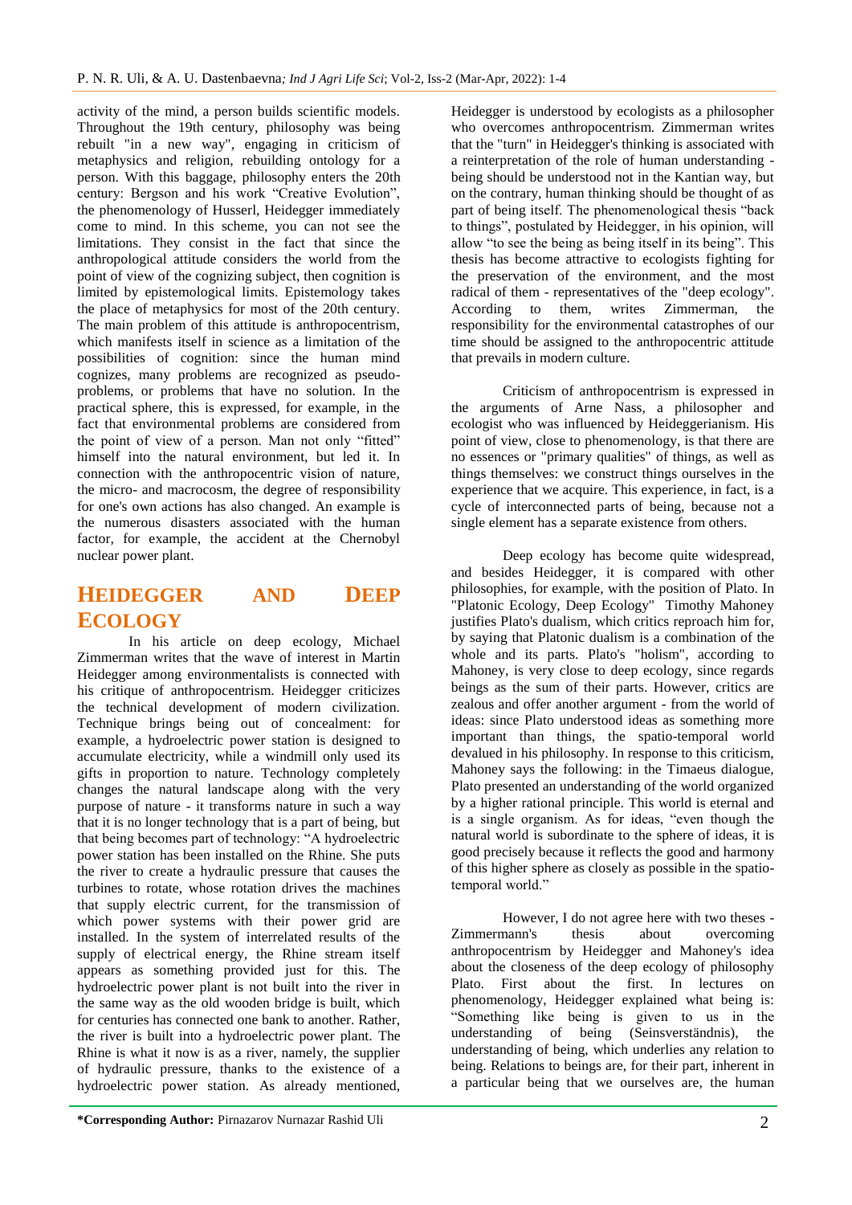activity of the mind, a person builds scientific models. Throughout the 19th century, philosophy was being rebuilt "in a new way", engaging in criticism of metaphysics and religion, rebuilding ontology for a person. With this baggage, philosophy enters the 20th century: Bergson and his work “Creative Evolution”, the phenomenology of Husserl, Heidegger immediately come to mind. In this scheme, you can not see the limitations. They consist in the fact that since the anthropological attitude considers the world from the point of view of the cognizing subject, then cognition is limited by epistemological limits. Epistemology takes the place of metaphysics for most of the 20th century. The main problem of this attitude is anthropocentrism, which manifests itself in science as a limitation of the possibilities of cognition: since the human mind cognizes, many problems are recognized as pseudo-problems, or problems that have no solution. In the practical sphere, this is expressed, for example, in the fact that environmental problems are considered from the point of view of a person. Man not only “fitted” himself into the natural environment, but led it. In connection with the anthropocentric vision of nature, the micro- and macrocosm, the degree of responsibility for one's own actions has also changed. An example is the numerous disasters associated with the human factor, for example, the accident at the Chernobyl nuclear power plant.

## HEIDEGGER AND DEEP ECOLOGY

In his article on deep ecology, Michael Zimmerman writes that the wave of interest in Martin Heidegger among environmentalists is connected with his critique of anthropocentrism. Heidegger criticizes the technical development of modern civilization. Technique brings being out of concealment: for example, a hydroelectric power station is designed to accumulate electricity, while a windmill only used its gifts in proportion to nature. Technology completely changes the natural landscape along with the very purpose of nature - it transforms nature in such a way that it is no longer technology that is a part of being, but that being becomes part of technology: “A hydroelectric power station has been installed on the Rhine. She puts the river to create a hydraulic pressure that causes the turbines to rotate, whose rotation drives the machines that supply electric current, for the transmission of which power systems with their power grid are installed. In the system of interrelated results of the supply of electrical energy, the Rhine stream itself appears as something provided just for this. The hydroelectric power plant is not built into the river in the same way as the old wooden bridge is built, which for centuries has connected one bank to another. Rather, the river is built into a hydroelectric power plant. The Rhine is what it now is as a river, namely, the supplier of hydraulic pressure, thanks to the existence of a hydroelectric power station. As already mentioned, Heidegger is understood by ecologists as a philosopher who overcomes anthropocentrism. Zimmerman writes that the "turn" in Heidegger's thinking is associated with a reinterpretation of the role of human understanding - being should be understood not in the Kantian way, but on the contrary, human thinking should be thought of as part of being itself. The phenomenological thesis “back to things”, postulated by Heidegger, in his opinion, will allow “to see the being as being itself in its being”. This thesis has become attractive to ecologists fighting for the preservation of the environment, and the most radical of them - representatives of the "deep ecology". According to them, writes Zimmerman, the responsibility for the environmental catastrophes of our time should be assigned to the anthropocentric attitude that prevails in modern culture.

Criticism of anthropocentrism is expressed in the arguments of Arne Nass, a philosopher and ecologist who was influenced by Heideggerianism. His point of view, close to phenomenology, is that there are no essences or "primary qualities" of things, as well as things themselves: we construct things ourselves in the experience that we acquire. This experience, in fact, is a cycle of interconnected parts of being, because not a single element has a separate existence from others.

Deep ecology has become quite widespread, and besides Heidegger, it is compared with other philosophies, for example, with the position of Plato. In "Platonic Ecology, Deep Ecology" Timothy Mahoney justifies Plato's dualism, which critics reproach him for, by saying that Platonic dualism is a combination of the whole and its parts. Plato's "holism", according to Mahoney, is very close to deep ecology, since regards beings as the sum of their parts. However, critics are zealous and offer another argument - from the world of ideas: since Plato understood ideas as something more important than things, the spatio-temporal world devalued in his philosophy. In response to this criticism, Mahoney says the following: in the Timaeus dialogue, Plato presented an understanding of the world organized by a higher rational principle. This world is eternal and is a single organism. As for ideas, “even though the natural world is subordinate to the sphere of ideas, it is good precisely because it reflects the good and harmony of this higher sphere as closely as possible in the spatio-temporal world.”

However, I do not agree here with two theses - Zimmermann's thesis about overcoming anthropocentrism by Heidegger and Mahoney's idea about the closeness of the deep ecology of philosophy Plato. First about the first. In lectures on phenomenology, Heidegger explained what being is: “Something like being is given to us in the understanding of being (Seinsverständnis), the understanding of being, which underlies any relation to being. Relations to beings are, for their part, inherent in a particular being that we ourselves are, the human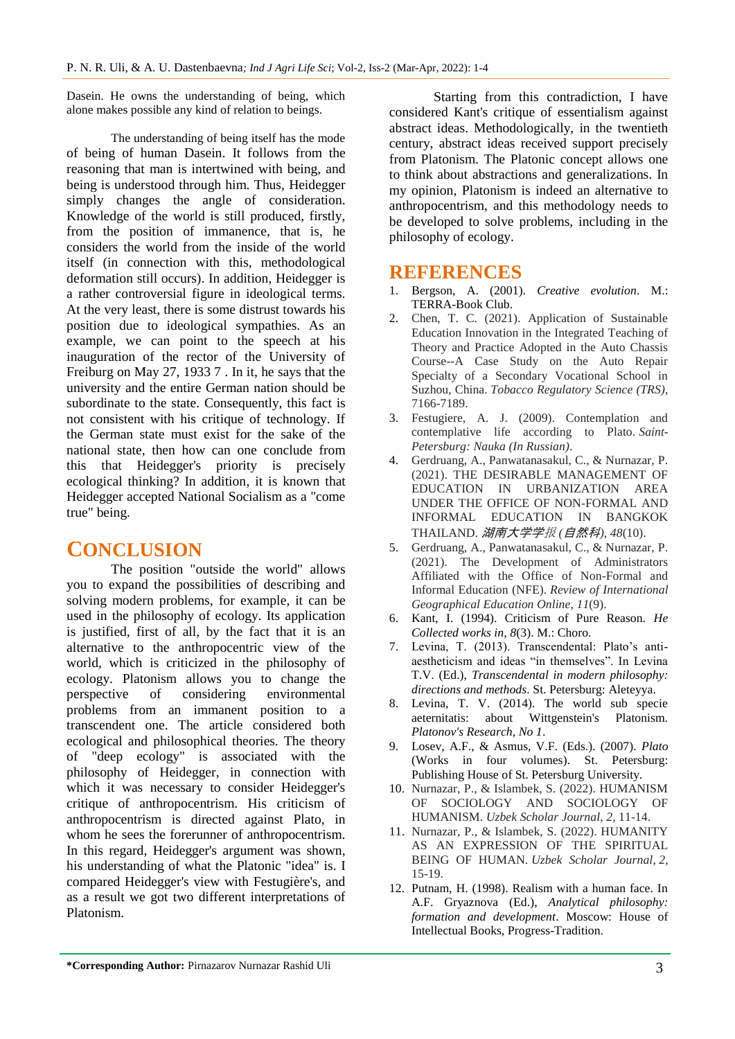Dasein. He owns the understanding of being, which alone makes possible any kind of relation to beings.

The understanding of being itself has the mode of being of human Dasein. It follows from the reasoning that man is intertwined with being, and being is understood through him. Thus, Heidegger simply changes the angle of consideration. Knowledge of the world is still produced, firstly, from the position of immanence, that is, he considers the world from the inside of the world itself (in connection with this, methodological deformation still occurs). In addition, Heidegger is a rather controversial figure in ideological terms. At the very least, there is some distrust towards his position due to ideological sympathies. As an example, we can point to the speech at his inauguration of the rector of the University of Freiburg on May 27, 1933 7 . In it, he says that the university and the entire German nation should be subordinate to the state. Consequently, this fact is not consistent with his critique of technology. If the German state must exist for the sake of the national state, then how can one conclude from this that Heidegger's priority is precisely ecological thinking? In addition, it is known that Heidegger accepted National Socialism as a "come true" being.

# CONCLUSION

The position "outside the world" allows you to expand the possibilities of describing and solving modern problems, for example, it can be used in the philosophy of ecology. Its application is justified, first of all, by the fact that it is an alternative to the anthropocentric view of the world, which is criticized in the philosophy of ecology. Platonism allows you to change the perspective of considering environmental problems from an immanent position to a transcendent one. The article considered both ecological and philosophical theories. The theory of "deep ecology" is associated with the philosophy of Heidegger, in connection with which it was necessary to consider Heidegger's critique of anthropocentrism. His criticism of anthropocentrism is directed against Plato, in whom he sees the forerunner of anthropocentrism. In this regard, Heidegger's argument was shown, his understanding of what the Platonic "idea" is. I compared Heidegger's view with Festugière's, and as a result we got two different interpretations of Platonism.

Starting from this contradiction, I have considered Kant's critique of essentialism against abstract ideas. Methodologically, in the twentieth century, abstract ideas received support precisely from Platonism. The Platonic concept allows one to think about abstractions and generalizations. In my opinion, Platonism is indeed an alternative to anthropocentrism, and this methodology needs to be developed to solve problems, including in the philosophy of ecology.

# REFERENCES

1. Bergson, A. (2001). *Creative evolution*. M.: TERRA-Book Club.
2. Chen, T. C. (2021). Application of Sustainable Education Innovation in the Integrated Teaching of Theory and Practice Adopted in the Auto Chassis Course--A Case Study on the Auto Repair Specialty of a Secondary Vocational School in Suzhou, China. *Tobacco Regulatory Science (TRS)*, 7166-7189.
3. Festugiere, A. J. (2009). Contemplation and contemplative life according to Plato. *Saint-Petersburg: Nauka (In Russian)*.
4. Gerdruang, A., Panwatanasakul, C., & Nurnazar, P. (2021). THE DESIRABLE MANAGEMENT OF EDUCATION IN URBANIZATION AREA UNDER THE OFFICE OF NON-FORMAL AND INFORMAL EDUCATION IN BANGKOK THAILAND. *湖南大学学报 (自然科)*, *48*(10).
5. Gerdruang, A., Panwatanasakul, C., & Nurnazar, P. (2021). The Development of Administrators Affiliated with the Office of Non-Formal and Informal Education (NFE). *Review of International Geographical Education Online*, *11*(9).
6. Kant, I. (1994). Criticism of Pure Reason. *He Collected works in*, *8*(3). M.: Choro.
7. Levina, T. (2013). Transcendental: Plato's anti-aestheticism and ideas "in themselves". In Levina T.V. (Ed.), *Transcendental in modern philosophy: directions and methods*. St. Petersburg: Aleteyya.
8. Levina, T. V. (2014). The world sub specie aeternitatis: about Wittgenstein's Platonism. *Platonov's Research, No 1*.
9. Losev, A.F., & Asmus, V.F. (Eds.). (2007). *Plato* (Works in four volumes). St. Petersburg: Publishing House of St. Petersburg University.
10. Nurnazar, P., & Islambek, S. (2022). HUMANISM OF SOCIOLOGY AND SOCIOLOGY OF HUMANISM. *Uzbek Scholar Journal*, *2*, 11-14.
11. Nurnazar, P., & Islambek, S. (2022). HUMANITY AS AN EXPRESSION OF THE SPIRITUAL BEING OF HUMAN. *Uzbek Scholar Journal*, *2*, 15-19.
12. Putnam, H. (1998). Realism with a human face. In A.F. Gryaznova (Ed.), *Analytical philosophy: formation and development*. Moscow: House of Intellectual Books, Progress-Tradition.

**\*Corresponding Author:** Pirnazarov Nurnazar Rashid Uli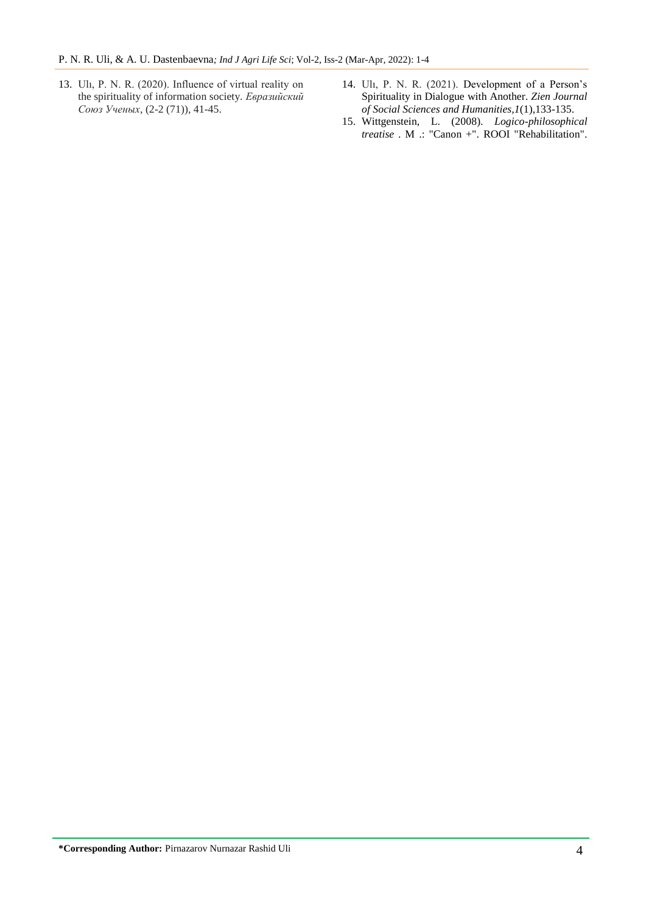13. Ulı, P. N. R. (2020). Influence of virtual reality on the spirituality of information society. *Евразийский Союз Ученых*, (2-2 (71)), 41-45.
14. Ulı, P. N. R. (2021). Development of a Person's Spirituality in Dialogue with Another. *Zien Journal of Social Sciences and Humanities*, *1*(1),133-135.
15. Wittgenstein, L. (2008). *Logico-philosophical treatise* . M .: "Canon +". ROOI "Rehabilitation".

**\*Corresponding Author:** Pirnazarov Nurnazar Rashid Uli